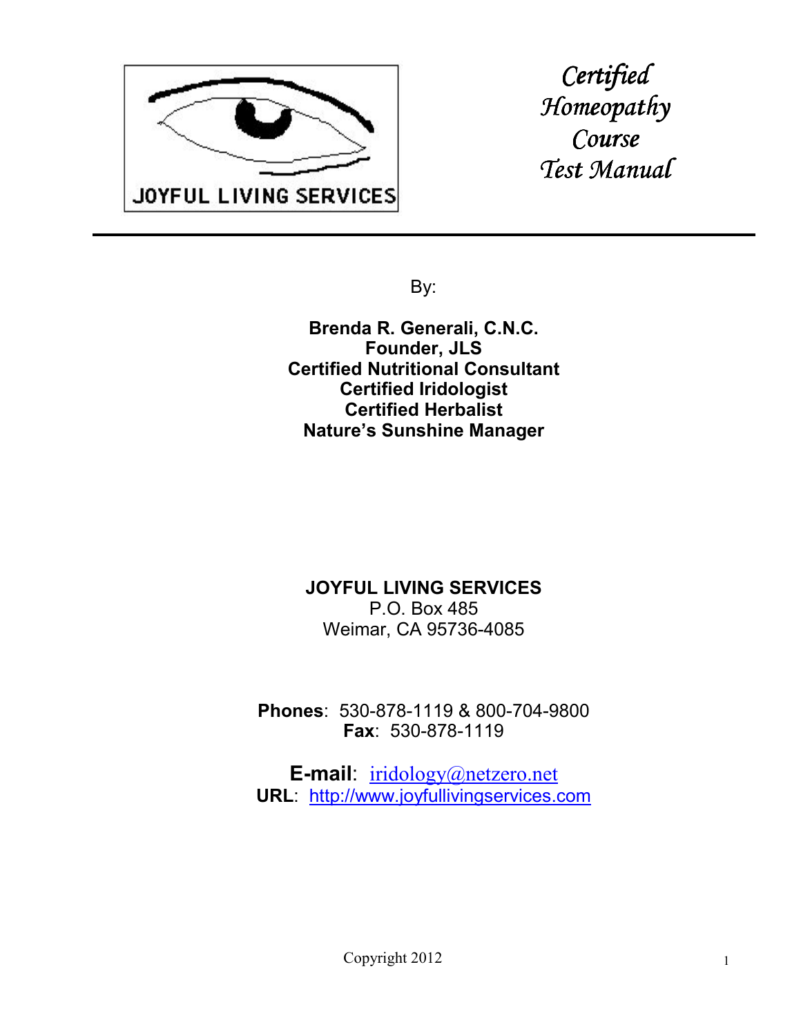JOYFUL LIVING SERVICES

# *Certified Homeopathy Course Test Manual*

---

By:

**Brenda R. Generali, C.N.C.**
**Founder, JLS**
**Certified Nutritional Consultant**
**Certified Iridologist**
**Certified Herbalist**
**Nature's Sunshine Manager**

**JOYFUL LIVING SERVICES**
P.O. Box 485
Weimar, CA 95736-4085

**Phones**: 530-878-1119 & 800-704-9800
**Fax**: 530-878-1119

**E-mail**: iridology@netzero.net
**URL**: http://www.joyfullivingservices.com

Copyright 2012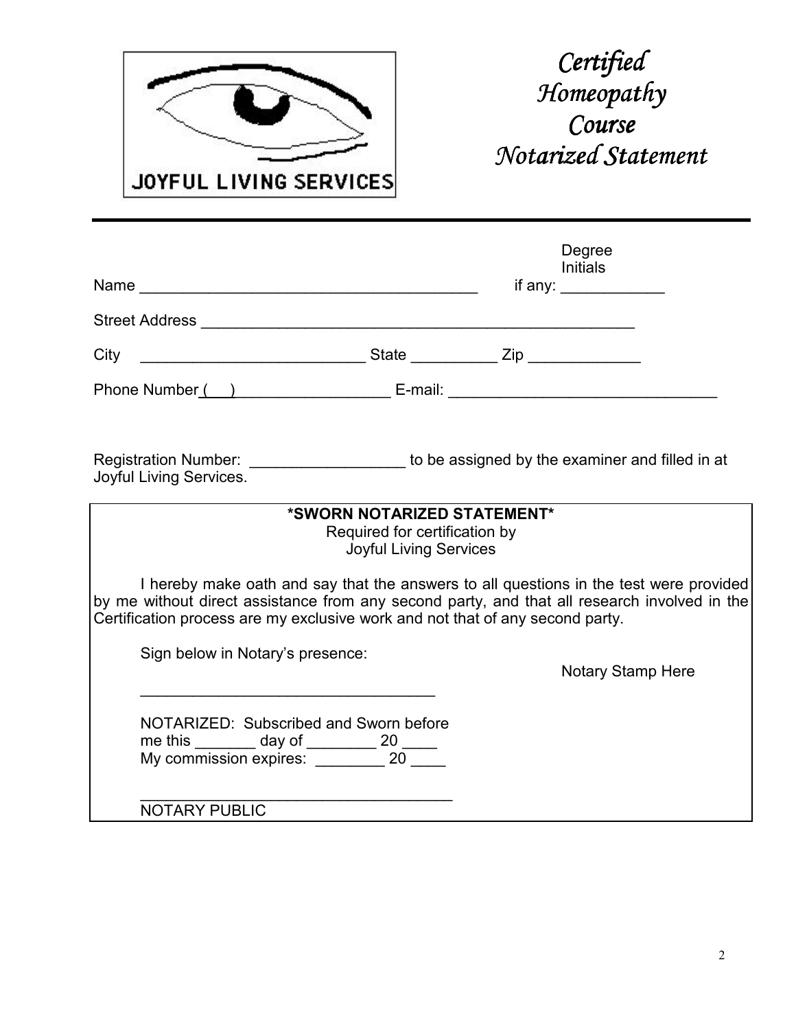JOYFUL LIVING SERVICES

# *Certified Homeopathy Course Notarized Statement*

---

Name ________________________________________ Degree Initials if any: ____________

Street Address ____________________________________________________

City __________________________ State __________ Zip _____________

Phone Number (___) __________________ E-mail: _______________________________

Registration Number: __________________ to be assigned by the examiner and filled in at Joyful Living Services.

**\*SWORN NOTARIZED STATEMENT\***

Required for certification by
Joyful Living Services

I hereby make oath and say that the answers to all questions in the test were provided by me without direct assistance from any second party, and that all research involved in the Certification process are my exclusive work and not that of any second party.

Sign below in Notary's presence:

Notary Stamp Here

___________________________________

NOTARIZED: Subscribed and Sworn before me this _______ day of ________ 20 ____
My commission expires: ________ 20 ____

_____________________________________
NOTARY PUBLIC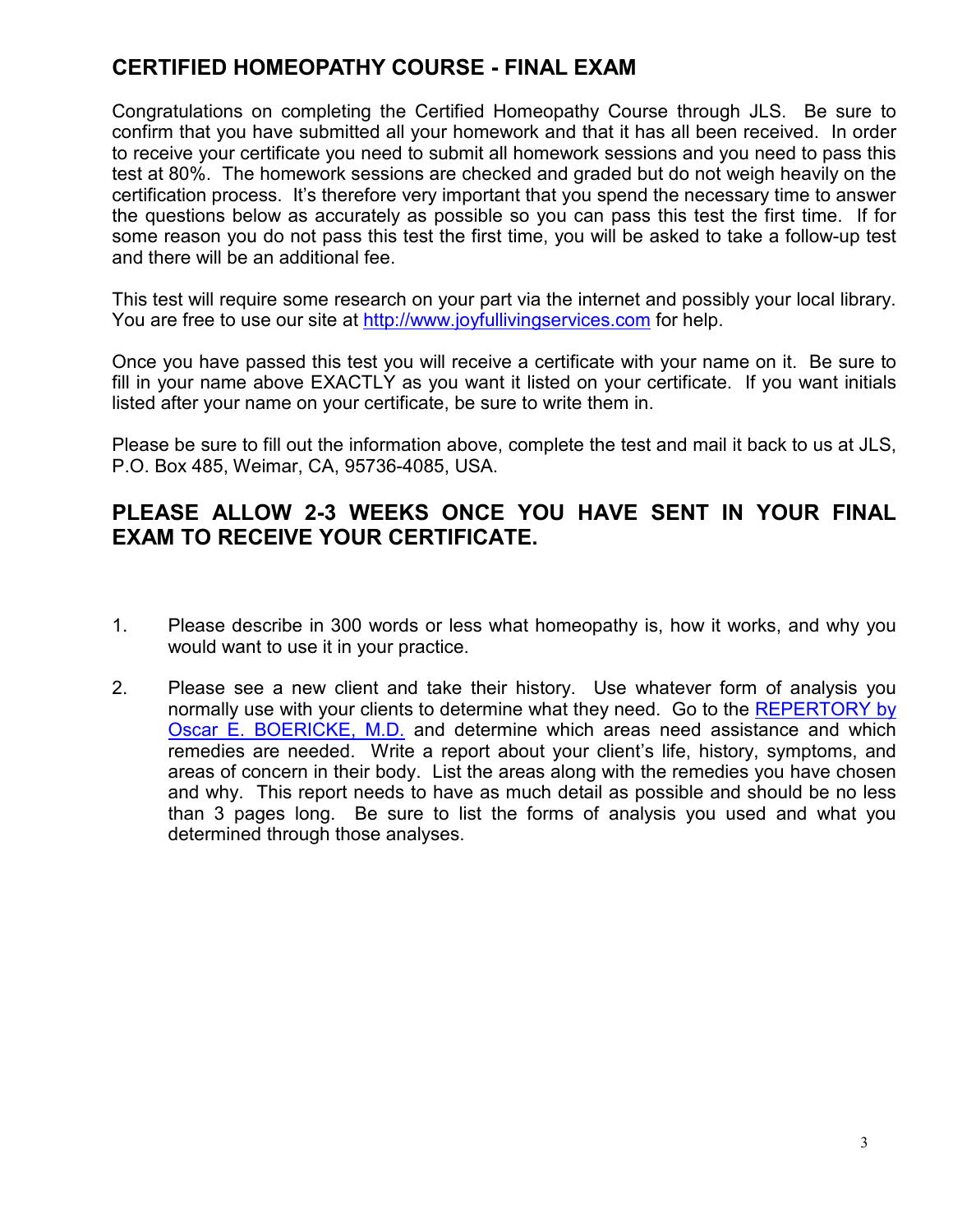## CERTIFIED HOMEOPATHY COURSE - FINAL EXAM

Congratulations on completing the Certified Homeopathy Course through JLS. Be sure to confirm that you have submitted all your homework and that it has all been received. In order to receive your certificate you need to submit all homework sessions and you need to pass this test at 80%. The homework sessions are checked and graded but do not weigh heavily on the certification process. It's therefore very important that you spend the necessary time to answer the questions below as accurately as possible so you can pass this test the first time. If for some reason you do not pass this test the first time, you will be asked to take a follow-up test and there will be an additional fee.

This test will require some research on your part via the internet and possibly your local library. You are free to use our site at http://www.joyfullivingservices.com for help.

Once you have passed this test you will receive a certificate with your name on it. Be sure to fill in your name above EXACTLY as you want it listed on your certificate. If you want initials listed after your name on your certificate, be sure to write them in.

Please be sure to fill out the information above, complete the test and mail it back to us at JLS, P.O. Box 485, Weimar, CA, 95736-4085, USA.

## PLEASE ALLOW 2-3 WEEKS ONCE YOU HAVE SENT IN YOUR FINAL EXAM TO RECEIVE YOUR CERTIFICATE.

1. Please describe in 300 words or less what homeopathy is, how it works, and why you would want to use it in your practice.

2. Please see a new client and take their history. Use whatever form of analysis you normally use with your clients to determine what they need. Go to the REPERTORY by Oscar E. BOERICKE, M.D. and determine which areas need assistance and which remedies are needed. Write a report about your client's life, history, symptoms, and areas of concern in their body. List the areas along with the remedies you have chosen and why. This report needs to have as much detail as possible and should be no less than 3 pages long. Be sure to list the forms of analysis you used and what you determined through those analyses.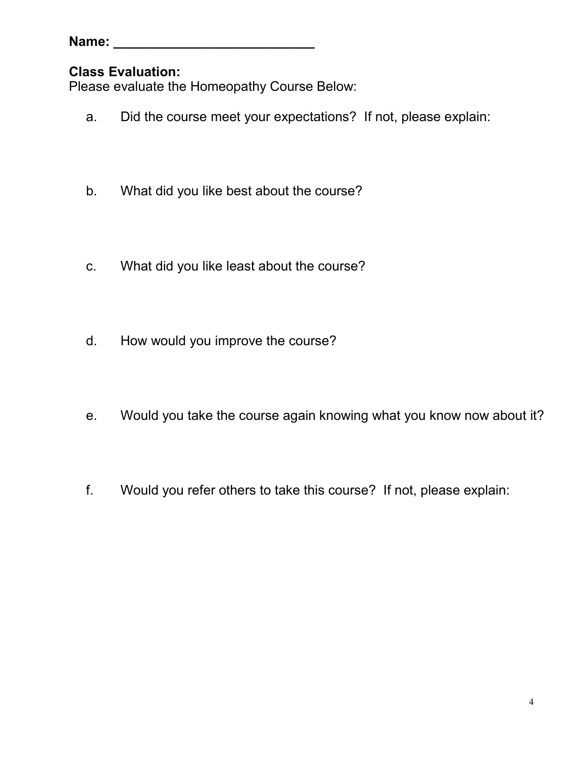**Name: ___________________________**

**Class Evaluation:**
Please evaluate the Homeopathy Course Below:

a. Did the course meet your expectations? If not, please explain:

b. What did you like best about the course?

c. What did you like least about the course?

d. How would you improve the course?

e. Would you take the course again knowing what you know now about it?

f. Would you refer others to take this course? If not, please explain: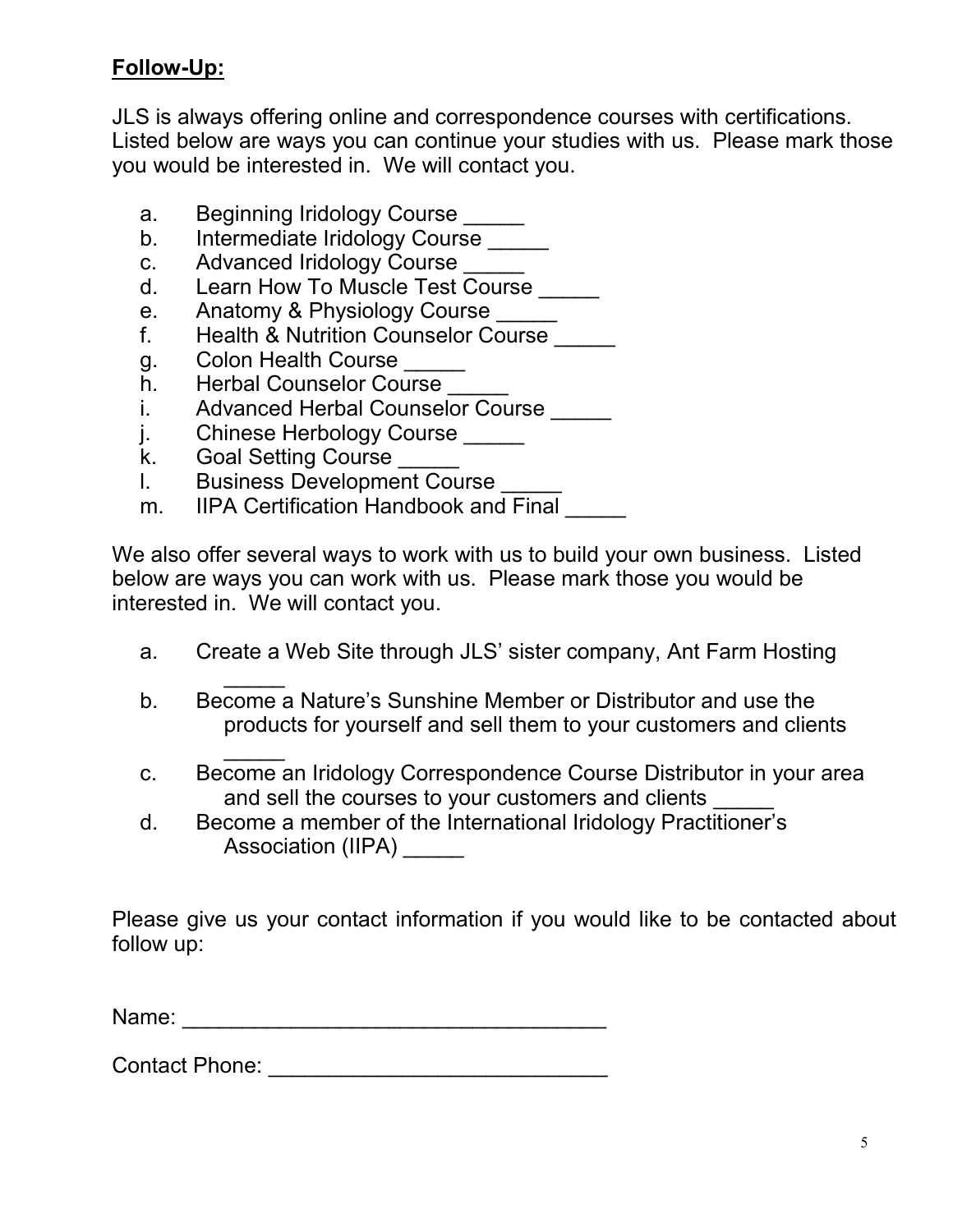**Follow-Up:**

JLS is always offering online and correspondence courses with certifications. Listed below are ways you can continue your studies with us. Please mark those you would be interested in. We will contact you.

a. Beginning Iridology Course _____
b. Intermediate Iridology Course _____
c. Advanced Iridology Course _____
d. Learn How To Muscle Test Course _____
e. Anatomy & Physiology Course _____
f. Health & Nutrition Counselor Course _____
g. Colon Health Course _____
h. Herbal Counselor Course _____
i. Advanced Herbal Counselor Course _____
j. Chinese Herbology Course _____
k. Goal Setting Course _____
l. Business Development Course _____
m. IIPA Certification Handbook and Final _____

We also offer several ways to work with us to build your own business. Listed below are ways you can work with us. Please mark those you would be interested in. We will contact you.

a. Create a Web Site through JLS' sister company, Ant Farm Hosting _____
b. Become a Nature's Sunshine Member or Distributor and use the products for yourself and sell them to your customers and clients _____
c. Become an Iridology Correspondence Course Distributor in your area and sell the courses to your customers and clients _____
d. Become a member of the International Iridology Practitioner's Association (IIPA) _____

Please give us your contact information if you would like to be contacted about follow up:

Name: ___________________________________

Contact Phone: ____________________________